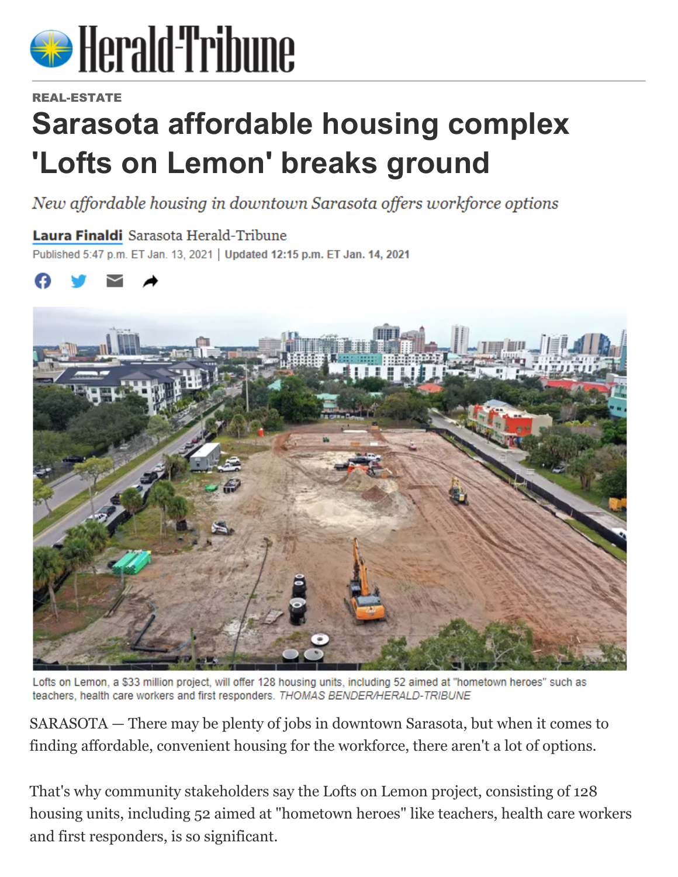Herald-Tribune

REAL-ESTATE

# Sarasota affordable housing complex 'Lofts on Lemon' breaks ground

*New affordable housing in downtown Sarasota offers workforce options*

**Laura Finaldi** Sarasota Herald-Tribune

Published 5:47 p.m. ET Jan. 13, 2021 | **Updated 12:15 p.m. ET Jan. 14, 2021**

Lofts on Lemon, a $33 million project, will offer 128 housing units, including 52 aimed at "hometown heroes" such as teachers, health care workers and first responders. *THOMAS BENDER/HERALD-TRIBUNE*

SARASOTA — There may be plenty of jobs in downtown Sarasota, but when it comes to finding affordable, convenient housing for the workforce, there aren't a lot of options.

That's why community stakeholders say the Lofts on Lemon project, consisting of 128 housing units, including 52 aimed at "hometown heroes" like teachers, health care workers and first responders, is so significant.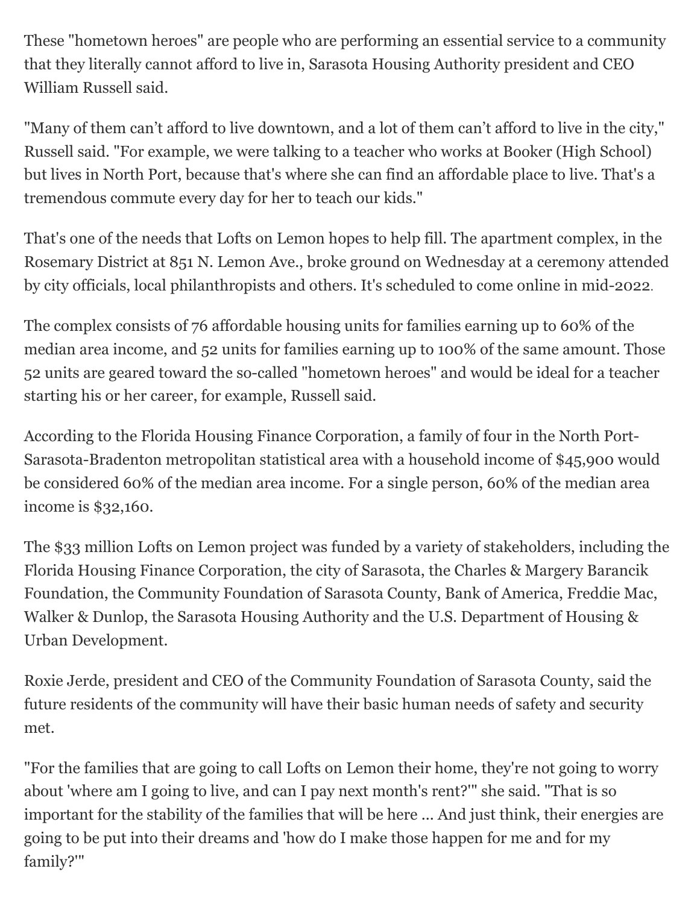These "hometown heroes" are people who are performing an essential service to a community that they literally cannot afford to live in, Sarasota Housing Authority president and CEO William Russell said.

"Many of them can't afford to live downtown, and a lot of them can't afford to live in the city," Russell said. "For example, we were talking to a teacher who works at Booker (High School) but lives in North Port, because that's where she can find an affordable place to live. That's a tremendous commute every day for her to teach our kids."

That's one of the needs that Lofts on Lemon hopes to help fill. The apartment complex, in the Rosemary District at 851 N. Lemon Ave., broke ground on Wednesday at a ceremony attended by city officials, local philanthropists and others. It's scheduled to come online in mid-2022.

The complex consists of 76 affordable housing units for families earning up to 60% of the median area income, and 52 units for families earning up to 100% of the same amount. Those 52 units are geared toward the so-called "hometown heroes" and would be ideal for a teacher starting his or her career, for example, Russell said.

According to the Florida Housing Finance Corporation, a family of four in the North Port-Sarasota-Bradenton metropolitan statistical area with a household income of $45,900 would be considered 60% of the median area income. For a single person, 60% of the median area income is $32,160.

The $33 million Lofts on Lemon project was funded by a variety of stakeholders, including the Florida Housing Finance Corporation, the city of Sarasota, the Charles & Margery Barancik Foundation, the Community Foundation of Sarasota County, Bank of America, Freddie Mac, Walker & Dunlop, the Sarasota Housing Authority and the U.S. Department of Housing & Urban Development.

Roxie Jerde, president and CEO of the Community Foundation of Sarasota County, said the future residents of the community will have their basic human needs of safety and security met.

"For the families that are going to call Lofts on Lemon their home, they're not going to worry about 'where am I going to live, and can I pay next month's rent?'" she said. "That is so important for the stability of the families that will be here ... And just think, their energies are going to be put into their dreams and 'how do I make those happen for me and for my family?'"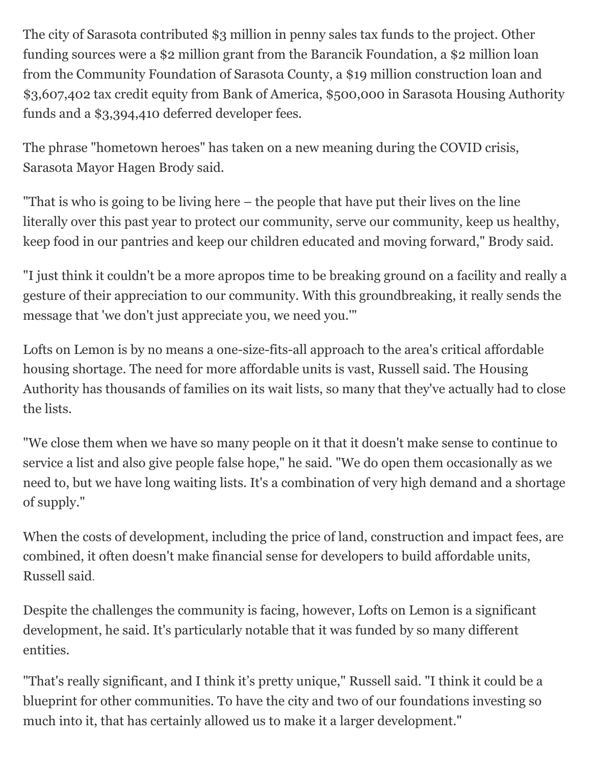The city of Sarasota contributed $3 million in penny sales tax funds to the project. Other funding sources were a $2 million grant from the Barancik Foundation, a $2 million loan from the Community Foundation of Sarasota County, a $19 million construction loan and $3,607,402 tax credit equity from Bank of America, $500,000 in Sarasota Housing Authority funds and a $3,394,410 deferred developer fees.

The phrase "hometown heroes" has taken on a new meaning during the COVID crisis, Sarasota Mayor Hagen Brody said.

"That is who is going to be living here – the people that have put their lives on the line literally over this past year to protect our community, serve our community, keep us healthy, keep food in our pantries and keep our children educated and moving forward," Brody said.

"I just think it couldn't be a more apropos time to be breaking ground on a facility and really a gesture of their appreciation to our community. With this groundbreaking, it really sends the message that 'we don't just appreciate you, we need you.'"

Lofts on Lemon is by no means a one-size-fits-all approach to the area's critical affordable housing shortage. The need for more affordable units is vast, Russell said. The Housing Authority has thousands of families on its wait lists, so many that they've actually had to close the lists.

"We close them when we have so many people on it that it doesn't make sense to continue to service a list and also give people false hope," he said. "We do open them occasionally as we need to, but we have long waiting lists. It's a combination of very high demand and a shortage of supply."

When the costs of development, including the price of land, construction and impact fees, are combined, it often doesn't make financial sense for developers to build affordable units, Russell said.

Despite the challenges the community is facing, however, Lofts on Lemon is a significant development, he said. It's particularly notable that it was funded by so many different entities.

"That's really significant, and I think it's pretty unique," Russell said. "I think it could be a blueprint for other communities. To have the city and two of our foundations investing so much into it, that has certainly allowed us to make it a larger development."